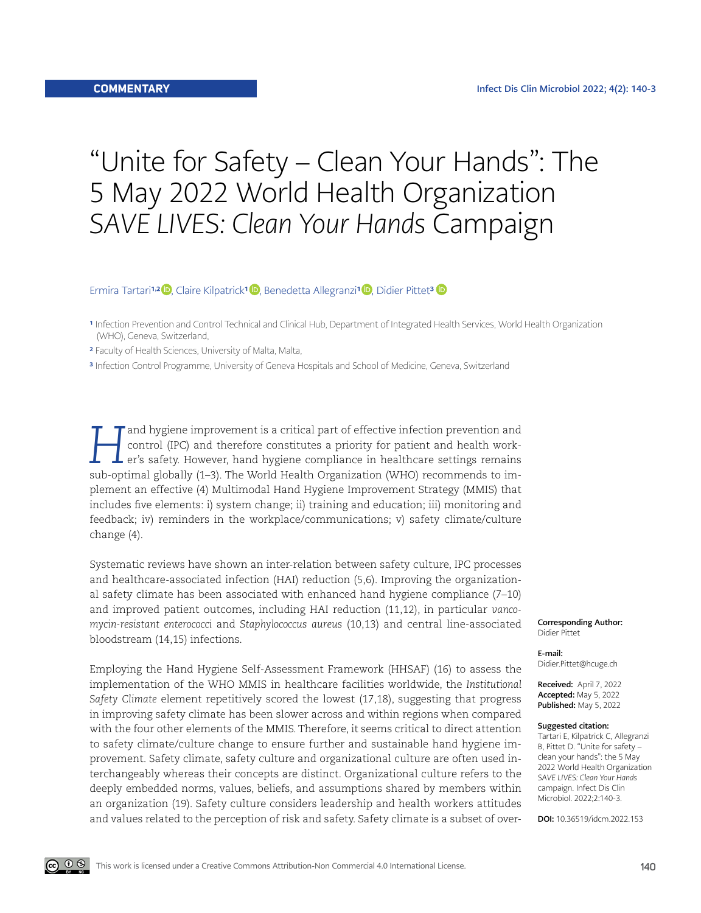COMMENTARY

# "Unite for Safety – Clean Your Hands": The 5 May 2022 World Health Organization *SAVE LIVES: Clean Your Hands* Campaign

Ermira Tartari[1,2], Claire Kilpatrick[1], Benedetta Allegranzi[1], Didier Pittet[3]

[1] Infection Prevention and Control Technical and Clinical Hub, Department of Integrated Health Services, World Health Organization (WHO), Geneva, Switzerland,

[2] Faculty of Health Sciences, University of Malta, Malta,

[3] Infection Control Programme, University of Geneva Hospitals and School of Medicine, Geneva, Switzerland

**Corresponding Author:** Didier Pittet

**E-mail:** Didier.Pittet@hcuge.ch

**Received:** April 7, 2022
**Accepted:** May 5, 2022
**Published:** May 5, 2022

**Suggested citation:** Tartari E, Kilpatrick C, Allegranzi B, Pittet D. "Unite for safety – clean your hands": the 5 May 2022 World Health Organization *SAVE LIVES: Clean Your Hands* campaign. Infect Dis Clin Microbiol. 2022;2:140-3.

**DOI:** 10.36519/idcm.2022.153

Hand hygiene improvement is a critical part of effective infection prevention and control (IPC) and therefore constitutes a priority for patient and health worker's safety. However, hand hygiene compliance in healthcare settings remains sub-optimal globally (1–3). The World Health Organization (WHO) recommends to implement an effective (4) Multimodal Hand Hygiene Improvement Strategy (MMIS) that includes five elements: i) system change; ii) training and education; iii) monitoring and feedback; iv) reminders in the workplace/communications; v) safety climate/culture change (4).

Systematic reviews have shown an inter-relation between safety culture, IPC processes and healthcare-associated infection (HAI) reduction (5,6). Improving the organizational safety climate has been associated with enhanced hand hygiene compliance (7–10) and improved patient outcomes, including HAI reduction (11,12), in particular *vancomycin-resistant enterococci* and *Staphylococcus aureus* (10,13) and central line-associated bloodstream (14,15) infections.

Employing the Hand Hygiene Self-Assessment Framework (HHSAF) (16) to assess the implementation of the WHO MMIS in healthcare facilities worldwide, the *Institutional Safety Climate* element repetitively scored the lowest (17,18), suggesting that progress in improving safety climate has been slower across and within regions when compared with the four other elements of the MMIS. Therefore, it seems critical to direct attention to safety climate/culture change to ensure further and sustainable hand hygiene improvement. Safety climate, safety culture and organizational culture are often used interchangeably whereas their concepts are distinct. Organizational culture refers to the deeply embedded norms, values, beliefs, and assumptions shared by members within an organization (19). Safety culture considers leadership and health workers attitudes and values related to the perception of risk and safety. Safety climate is a subset of over-

This work is licensed under a Creative Commons Attribution-Non Commercial 4.0 International License.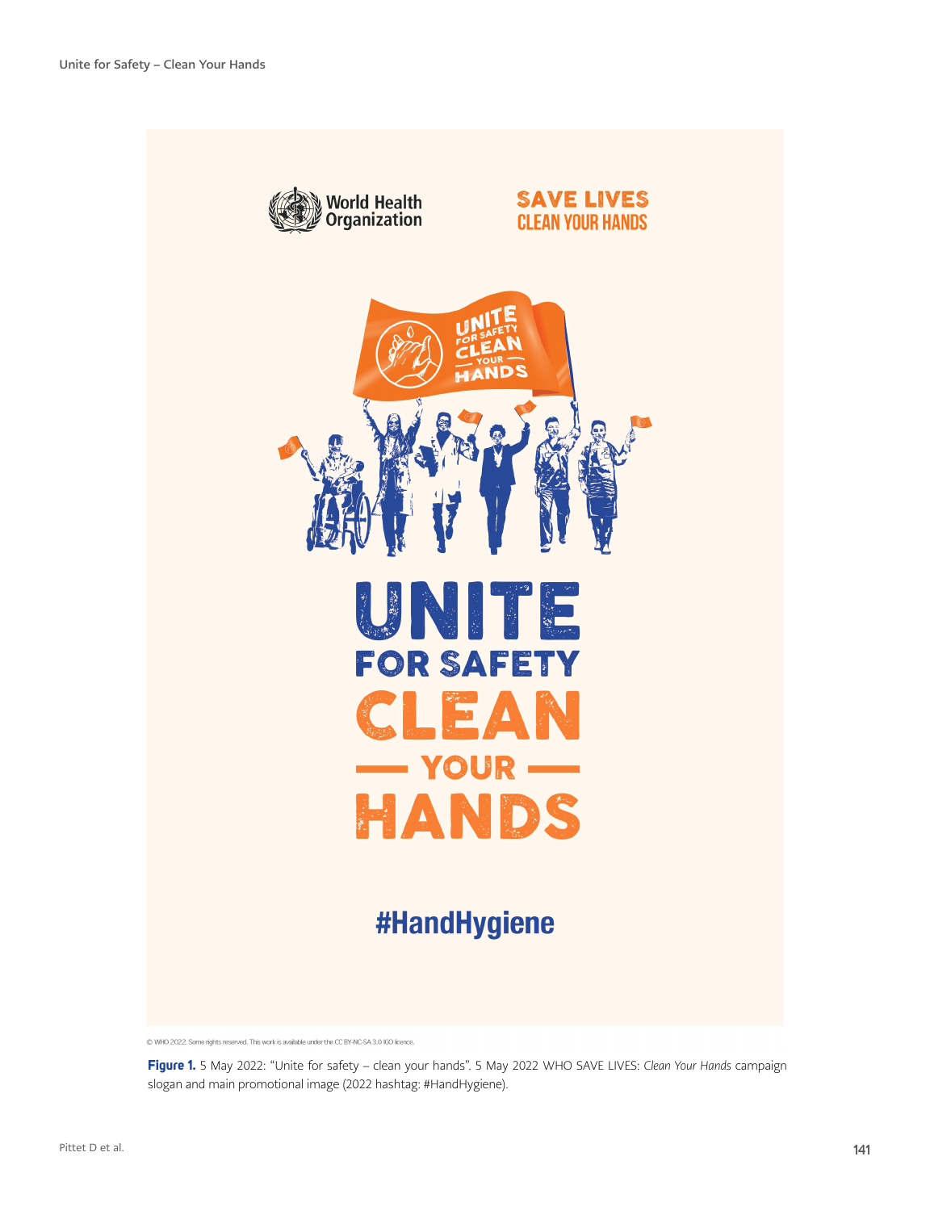© WHO 2022. Some rights reserved. This work is available under the CC BY-NC-SA 3.0 IGO licence.

**Figure 1.** 5 May 2022: "Unite for safety – clean your hands". 5 May 2022 WHO SAVE LIVES: *Clean Your Hands* campaign slogan and main promotional image (2022 hashtag: #HandHygiene).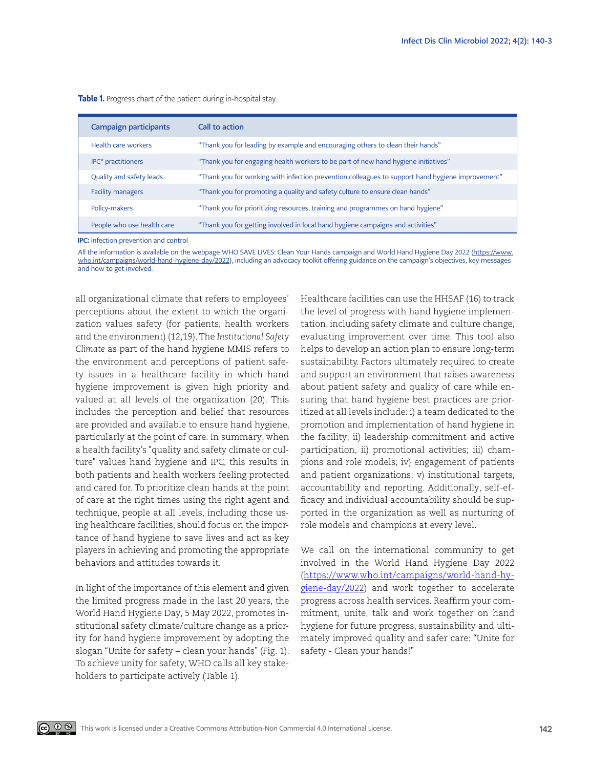**Table 1.** Progress chart of the patient during in-hospital stay.

| Campaign participants | Call to action |
|---|---|
| Health care workers | "Thank you for leading by example and encouraging others to clean their hands" |
| IPC* practitioners | "Thank you for engaging health workers to be part of new hand hygiene initiatives" |
| Quality and safety leads | "Thank you for working with infection prevention colleagues to support hand hygiene improvement" |
| Facility managers | "Thank you for promoting a quality and safety culture to ensure clean hands" |
| Policy-makers | "Thank you for prioritizing resources, training and programmes on hand hygiene" |
| People who use health care | "Thank you for getting involved in local hand hygiene campaigns and activities" |

**IPC:** infection prevention and control

All the information is available on the webpage WHO SAVE LIVES: Clean Your Hands campaign and World Hand Hygiene Day 2022 (https://www.who.int/campaigns/world-hand-hygiene-day/2022), including an advocacy toolkit offering guidance on the campaign's objectives, key messages and how to get involved.

all organizational climate that refers to employees' perceptions about the extent to which the organization values safety (for patients, health workers and the environment) (12,19). The *Institutional Safety Climate* as part of the hand hygiene MMIS refers to the environment and perceptions of patient safety issues in a healthcare facility in which hand hygiene improvement is given high priority and valued at all levels of the organization (20). This includes the perception and belief that resources are provided and available to ensure hand hygiene, particularly at the point of care. In summary, when a health facility's "quality and safety climate or culture" values hand hygiene and IPC, this results in both patients and health workers feeling protected and cared for. To prioritize clean hands at the point of care at the right times using the right agent and technique, people at all levels, including those using healthcare facilities, should focus on the importance of hand hygiene to save lives and act as key players in achieving and promoting the appropriate behaviors and attitudes towards it.

In light of the importance of this element and given the limited progress made in the last 20 years, the World Hand Hygiene Day, 5 May 2022, promotes institutional safety climate/culture change as a priority for hand hygiene improvement by adopting the slogan "Unite for safety – clean your hands" (Fig. 1). To achieve unity for safety, WHO calls all key stakeholders to participate actively (Table 1).

Healthcare facilities can use the HHSAF (16) to track the level of progress with hand hygiene implementation, including safety climate and culture change, evaluating improvement over time. This tool also helps to develop an action plan to ensure long-term sustainability. Factors ultimately required to create and support an environment that raises awareness about patient safety and quality of care while ensuring that hand hygiene best practices are prioritized at all levels include: i) a team dedicated to the promotion and implementation of hand hygiene in the facility; ii) leadership commitment and active participation, ii) promotional activities; iii) champions and role models; iv) engagement of patients and patient organizations; v) institutional targets, accountability and reporting. Additionally, self-efficacy and individual accountability should be supported in the organization as well as nurturing of role models and champions at every level.

We call on the international community to get involved in the World Hand Hygiene Day 2022 (https://www.who.int/campaigns/world-hand-hygiene-day/2022) and work together to accelerate progress across health services. Reaffirm your commitment, unite, talk and work together on hand hygiene for future progress, sustainability and ultimately improved quality and safer care: "Unite for safety - Clean your hands!"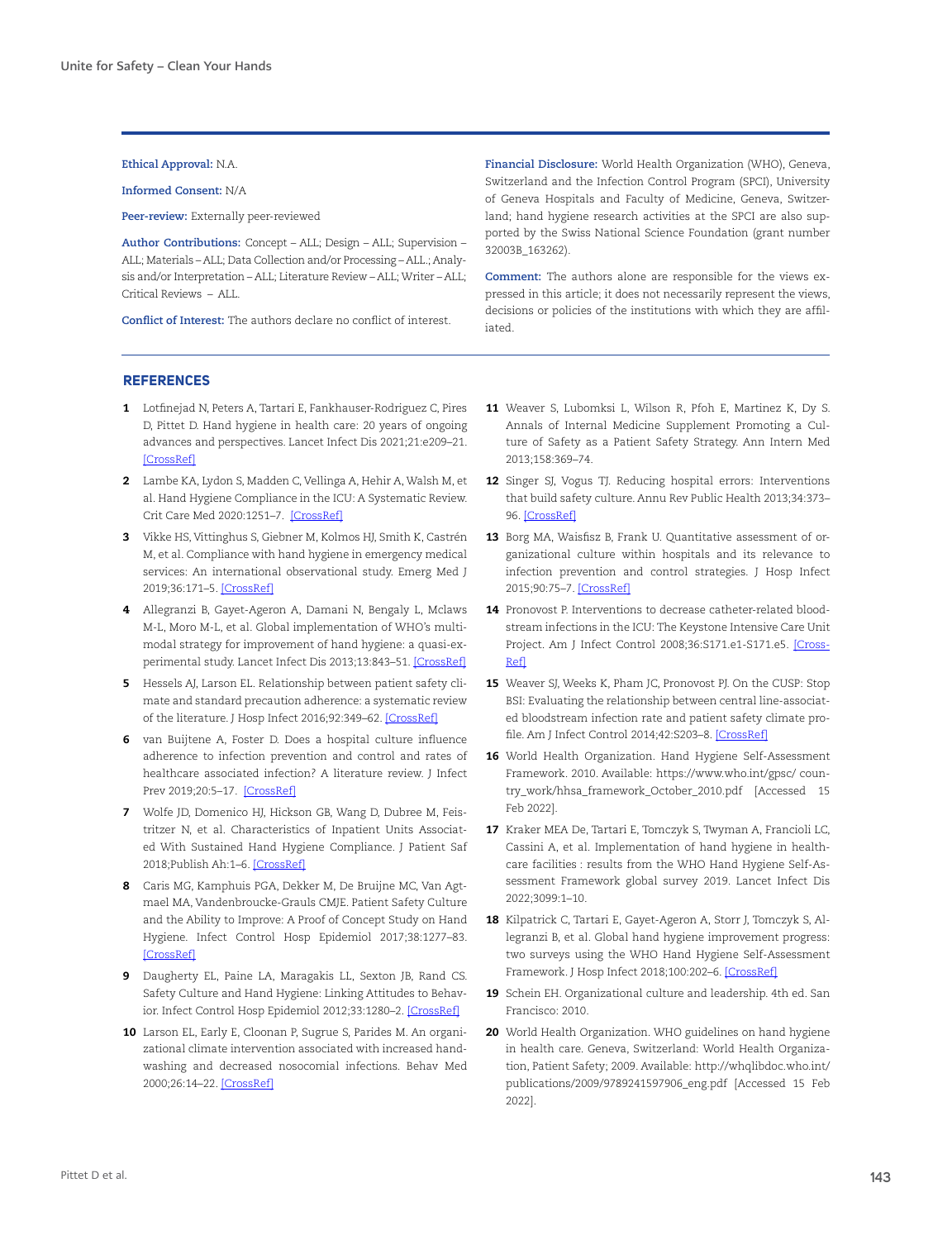**Ethical Approval:** N.A.

**Informed Consent:** N/A

**Peer-review:** Externally peer-reviewed

**Author Contributions:** Concept – ALL; Design – ALL; Supervision – ALL; Materials – ALL; Data Collection and/or Processing – ALL.; Analysis and/or Interpretation – ALL; Literature Review – ALL; Writer – ALL; Critical Reviews – ALL.

**Conflict of Interest:** The authors declare no conflict of interest.

**Financial Disclosure:** World Health Organization (WHO), Geneva, Switzerland and the Infection Control Program (SPCI), University of Geneva Hospitals and Faculty of Medicine, Geneva, Switzerland; hand hygiene research activities at the SPCI are also supported by the Swiss National Science Foundation (grant number 32003B_163262).

**Comment:** The authors alone are responsible for the views expressed in this article; it does not necessarily represent the views, decisions or policies of the institutions with which they are affiliated.

## REFERENCES

1. Lotfinejad N, Peters A, Tartari E, Fankhauser-Rodriguez C, Pires D, Pittet D. Hand hygiene in health care: 20 years of ongoing advances and perspectives. Lancet Infect Dis 2021;21:e209–21. [CrossRef]
2. Lambe KA, Lydon S, Madden C, Vellinga A, Hehir A, Walsh M, et al. Hand Hygiene Compliance in the ICU: A Systematic Review. Crit Care Med 2020:1251–7. [CrossRef]
3. Vikke HS, Vittinghus S, Giebner M, Kolmos HJ, Smith K, Castrén M, et al. Compliance with hand hygiene in emergency medical services: An international observational study. Emerg Med J 2019;36:171–5. [CrossRef]
4. Allegranzi B, Gayet-Ageron A, Damani N, Bengaly L, Mclaws M-L, Moro M-L, et al. Global implementation of WHO's multimodal strategy for improvement of hand hygiene: a quasi-experimental study. Lancet Infect Dis 2013;13:843–51. [CrossRef]
5. Hessels AJ, Larson EL. Relationship between patient safety climate and standard precaution adherence: a systematic review of the literature. J Hosp Infect 2016;92:349–62. [CrossRef]
6. van Buijtene A, Foster D. Does a hospital culture influence adherence to infection prevention and control and rates of healthcare associated infection? A literature review. J Infect Prev 2019;20:5–17. [CrossRef]
7. Wolfe JD, Domenico HJ, Hickson GB, Wang D, Dubree M, Feistritzer N, et al. Characteristics of Inpatient Units Associated With Sustained Hand Hygiene Compliance. J Patient Saf 2018;Publish Ah:1–6. [CrossRef]
8. Caris MG, Kamphuis PGA, Dekker M, De Bruijne MC, Van Agtmael MA, Vandenbroucke-Grauls CMJE. Patient Safety Culture and the Ability to Improve: A Proof of Concept Study on Hand Hygiene. Infect Control Hosp Epidemiol 2017;38:1277–83. [CrossRef]
9. Daugherty EL, Paine LA, Maragakis LL, Sexton JB, Rand CS. Safety Culture and Hand Hygiene: Linking Attitudes to Behavior. Infect Control Hosp Epidemiol 2012;33:1280–2. [CrossRef]
10. Larson EL, Early E, Cloonan P, Sugrue S, Parides M. An organizational climate intervention associated with increased handwashing and decreased nosocomial infections. Behav Med 2000;26:14–22. [CrossRef]
11. Weaver S, Lubomksi L, Wilson R, Pfoh E, Martinez K, Dy S. Annals of Internal Medicine Supplement Promoting a Culture of Safety as a Patient Safety Strategy. Ann Intern Med 2013;158:369–74.
12. Singer SJ, Vogus TJ. Reducing hospital errors: Interventions that build safety culture. Annu Rev Public Health 2013;34:373–96. [CrossRef]
13. Borg MA, Waisfisz B, Frank U. Quantitative assessment of organizational culture within hospitals and its relevance to infection prevention and control strategies. J Hosp Infect 2015;90:75–7. [CrossRef]
14. Pronovost P. Interventions to decrease catheter-related bloodstream infections in the ICU: The Keystone Intensive Care Unit Project. Am J Infect Control 2008;36:S171.e1-S171.e5. [CrossRef]
15. Weaver SJ, Weeks K, Pham JC, Pronovost PJ. On the CUSP: Stop BSI: Evaluating the relationship between central line-associated bloodstream infection rate and patient safety climate profile. Am J Infect Control 2014;42:S203–8. [CrossRef]
16. World Health Organization. Hand Hygiene Self-Assessment Framework. 2010. Available: https://www.who.int/gpsc/ country_work/hhsa_framework_October_2010.pdf [Accessed 15 Feb 2022].
17. Kraker MEA De, Tartari E, Tomczyk S, Twyman A, Francioli LC, Cassini A, et al. Implementation of hand hygiene in healthcare facilities : results from the WHO Hand Hygiene Self-Assessment Framework global survey 2019. Lancet Infect Dis 2022;3099:1–10.
18. Kilpatrick C, Tartari E, Gayet-Ageron A, Storr J, Tomczyk S, Allegranzi B, et al. Global hand hygiene improvement progress: two surveys using the WHO Hand Hygiene Self-Assessment Framework. J Hosp Infect 2018;100:202–6. [CrossRef]
19. Schein EH. Organizational culture and leadership. 4th ed. San Francisco: 2010.
20. World Health Organization. WHO guidelines on hand hygiene in health care. Geneva, Switzerland: World Health Organization, Patient Safety; 2009. Available: http://whqlibdoc.who.int/publications/2009/9789241597906_eng.pdf [Accessed 15 Feb 2022].